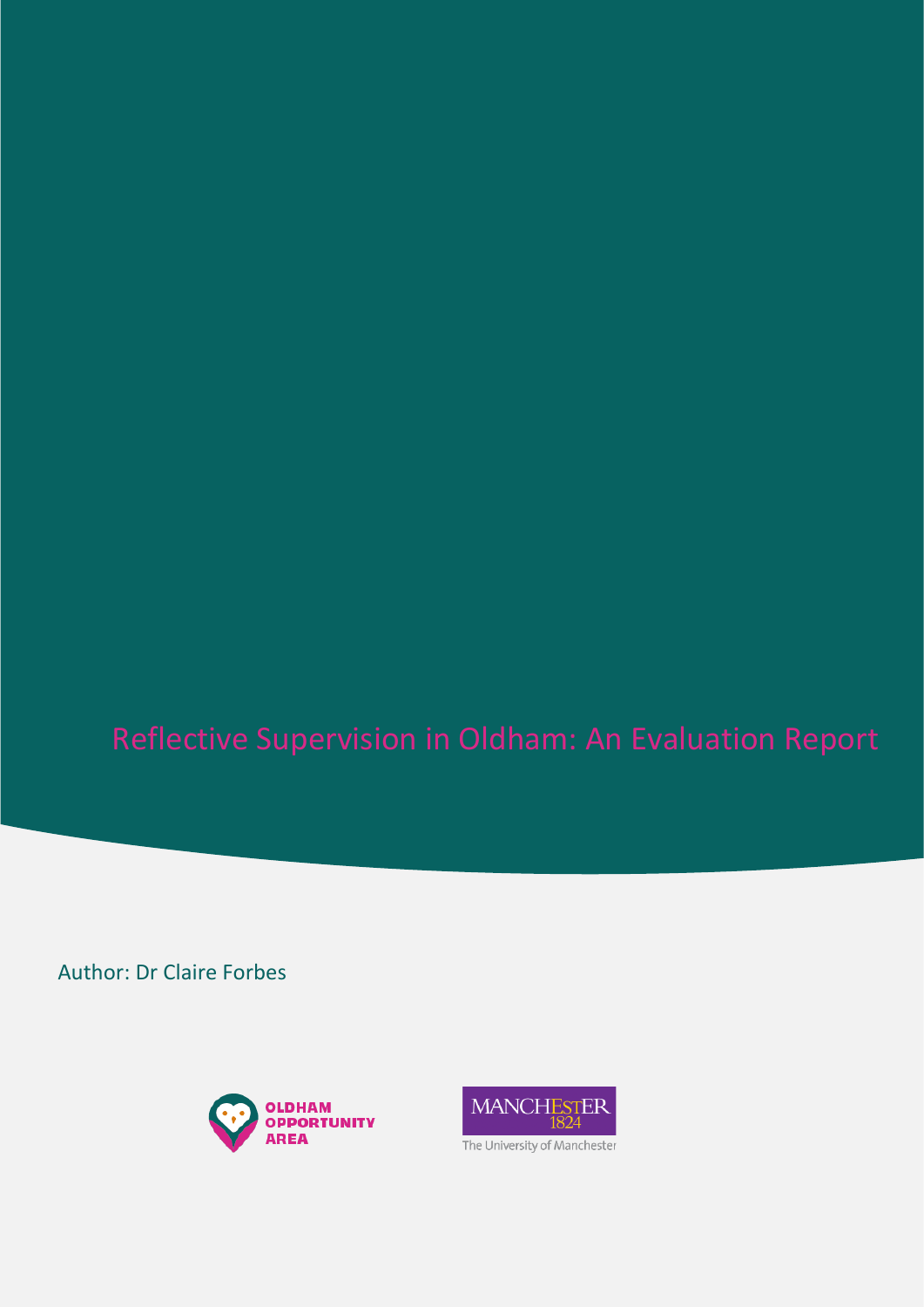# Reflective Supervision in Oldham: An Evaluation Report

Author: Dr Claire Forbes

OLDHAM OPPORTUNITY AREA

MANCHESTER 1824

The University of Manchester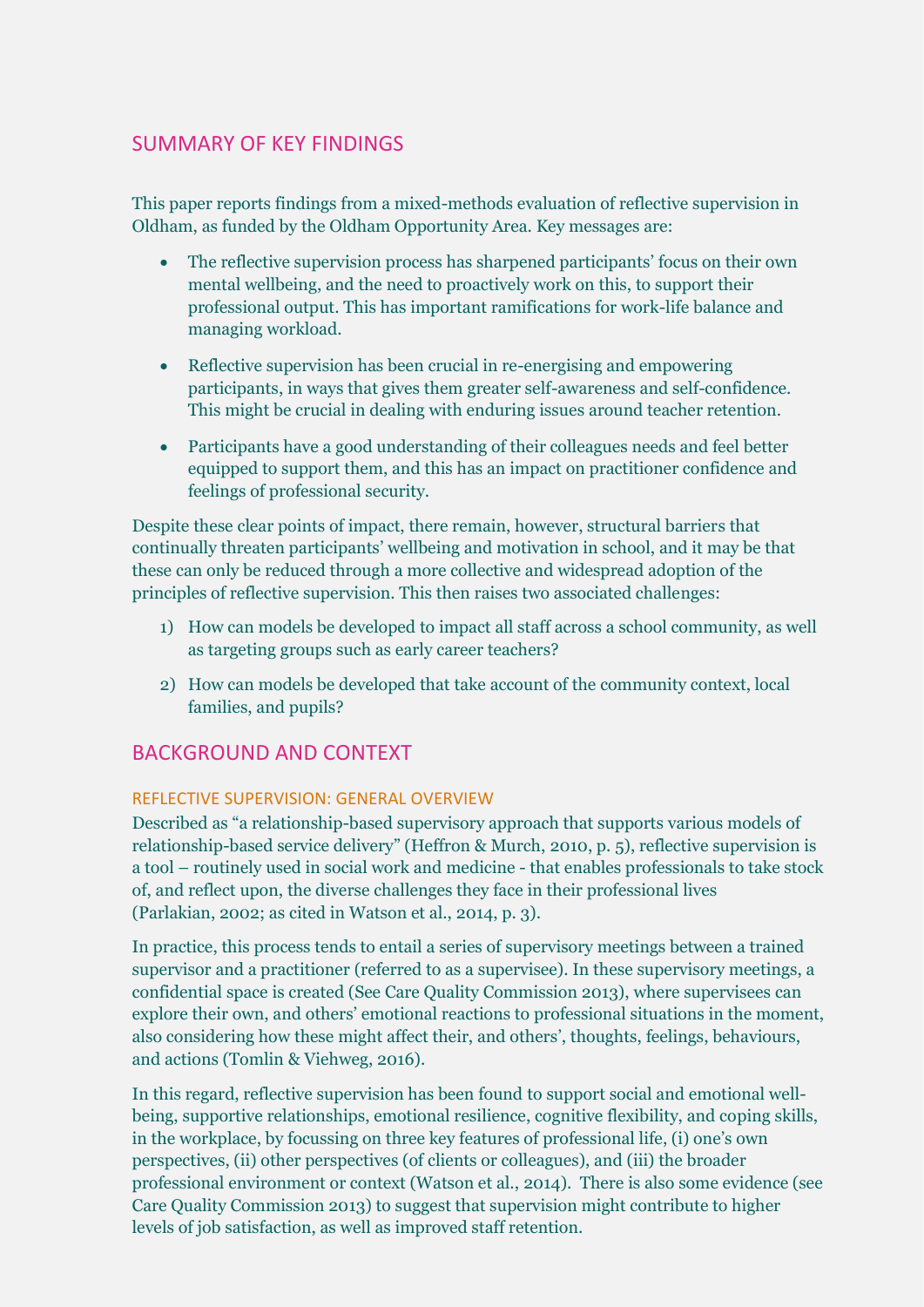## SUMMARY OF KEY FINDINGS

This paper reports findings from a mixed-methods evaluation of reflective supervision in Oldham, as funded by the Oldham Opportunity Area. Key messages are:

- The reflective supervision process has sharpened participants' focus on their own mental wellbeing, and the need to proactively work on this, to support their professional output. This has important ramifications for work-life balance and managing workload.
- Reflective supervision has been crucial in re-energising and empowering participants, in ways that gives them greater self-awareness and self-confidence. This might be crucial in dealing with enduring issues around teacher retention.
- Participants have a good understanding of their colleagues needs and feel better equipped to support them, and this has an impact on practitioner confidence and feelings of professional security.

Despite these clear points of impact, there remain, however, structural barriers that continually threaten participants' wellbeing and motivation in school, and it may be that these can only be reduced through a more collective and widespread adoption of the principles of reflective supervision. This then raises two associated challenges:

1) How can models be developed to impact all staff across a school community, as well as targeting groups such as early career teachers?
2) How can models be developed that take account of the community context, local families, and pupils?

## BACKGROUND AND CONTEXT

### REFLECTIVE SUPERVISION: GENERAL OVERVIEW

Described as "a relationship-based supervisory approach that supports various models of relationship-based service delivery" (Heffron & Murch, 2010, p. 5), reflective supervision is a tool – routinely used in social work and medicine - that enables professionals to take stock of, and reflect upon, the diverse challenges they face in their professional lives (Parlakian, 2002; as cited in Watson et al., 2014, p. 3).

In practice, this process tends to entail a series of supervisory meetings between a trained supervisor and a practitioner (referred to as a supervisee). In these supervisory meetings, a confidential space is created (See Care Quality Commission 2013), where supervisees can explore their own, and others' emotional reactions to professional situations in the moment, also considering how these might affect their, and others', thoughts, feelings, behaviours, and actions (Tomlin & Viehweg, 2016).

In this regard, reflective supervision has been found to support social and emotional well-being, supportive relationships, emotional resilience, cognitive flexibility, and coping skills, in the workplace, by focussing on three key features of professional life, (i) one's own perspectives, (ii) other perspectives (of clients or colleagues), and (iii) the broader professional environment or context (Watson et al., 2014). There is also some evidence (see Care Quality Commission 2013) to suggest that supervision might contribute to higher levels of job satisfaction, as well as improved staff retention.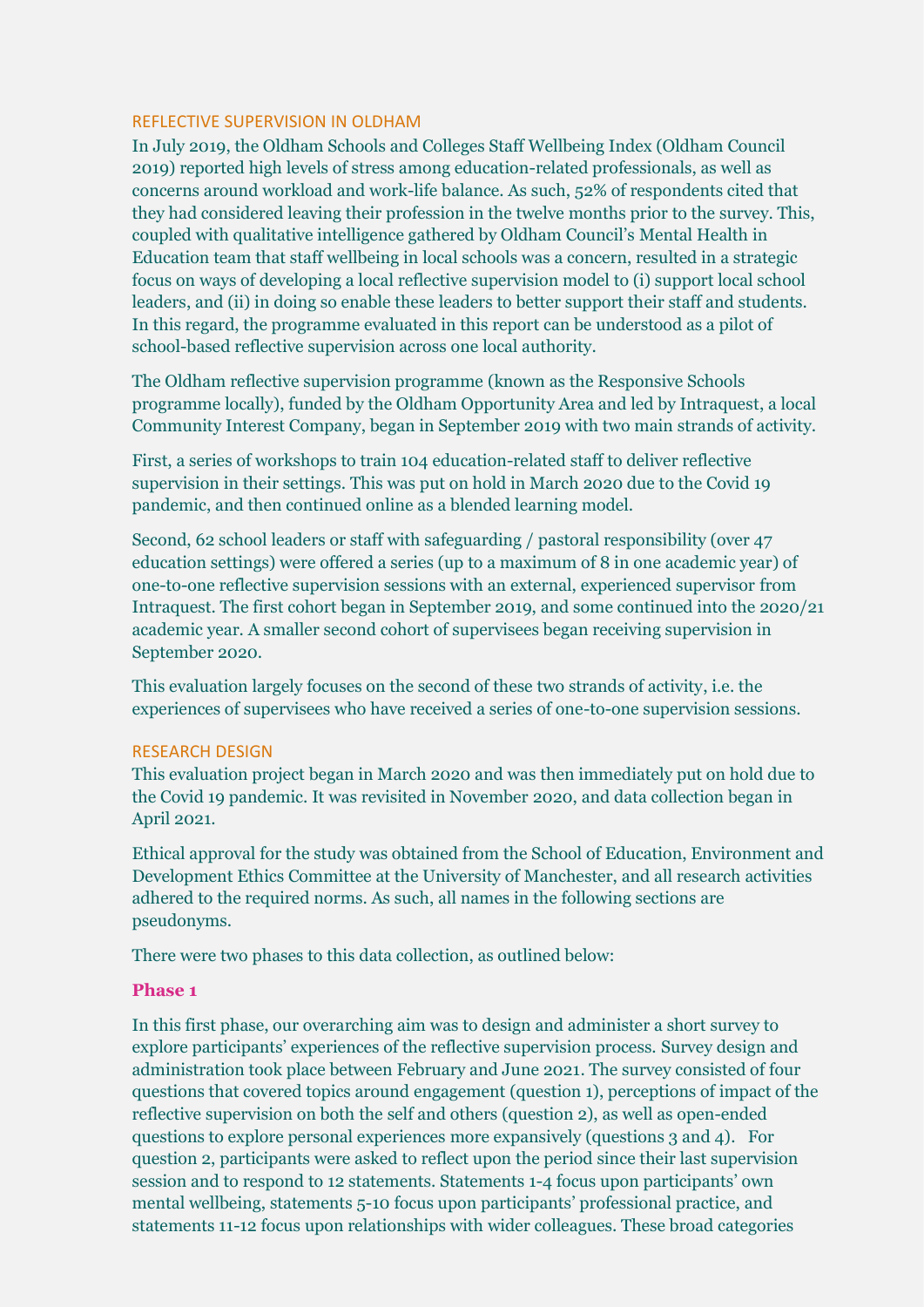## REFLECTIVE SUPERVISION IN OLDHAM

In July 2019, the Oldham Schools and Colleges Staff Wellbeing Index (Oldham Council 2019) reported high levels of stress among education-related professionals, as well as concerns around workload and work-life balance. As such, 52% of respondents cited that they had considered leaving their profession in the twelve months prior to the survey. This, coupled with qualitative intelligence gathered by Oldham Council's Mental Health in Education team that staff wellbeing in local schools was a concern, resulted in a strategic focus on ways of developing a local reflective supervision model to (i) support local school leaders, and (ii) in doing so enable these leaders to better support their staff and students. In this regard, the programme evaluated in this report can be understood as a pilot of school-based reflective supervision across one local authority.

The Oldham reflective supervision programme (known as the Responsive Schools programme locally), funded by the Oldham Opportunity Area and led by Intraquest, a local Community Interest Company, began in September 2019 with two main strands of activity.

First, a series of workshops to train 104 education-related staff to deliver reflective supervision in their settings. This was put on hold in March 2020 due to the Covid 19 pandemic, and then continued online as a blended learning model.

Second, 62 school leaders or staff with safeguarding / pastoral responsibility (over 47 education settings) were offered a series (up to a maximum of 8 in one academic year) of one-to-one reflective supervision sessions with an external, experienced supervisor from Intraquest. The first cohort began in September 2019, and some continued into the 2020/21 academic year. A smaller second cohort of supervisees began receiving supervision in September 2020.

This evaluation largely focuses on the second of these two strands of activity, i.e. the experiences of supervisees who have received a series of one-to-one supervision sessions.

## RESEARCH DESIGN

This evaluation project began in March 2020 and was then immediately put on hold due to the Covid 19 pandemic. It was revisited in November 2020, and data collection began in April 2021.

Ethical approval for the study was obtained from the School of Education, Environment and Development Ethics Committee at the University of Manchester, and all research activities adhered to the required norms. As such, all names in the following sections are pseudonyms.

There were two phases to this data collection, as outlined below:

### Phase 1

In this first phase, our overarching aim was to design and administer a short survey to explore participants' experiences of the reflective supervision process. Survey design and administration took place between February and June 2021. The survey consisted of four questions that covered topics around engagement (question 1), perceptions of impact of the reflective supervision on both the self and others (question 2), as well as open-ended questions to explore personal experiences more expansively (questions 3 and 4). For question 2, participants were asked to reflect upon the period since their last supervision session and to respond to 12 statements. Statements 1-4 focus upon participants' own mental wellbeing, statements 5-10 focus upon participants' professional practice, and statements 11-12 focus upon relationships with wider colleagues. These broad categories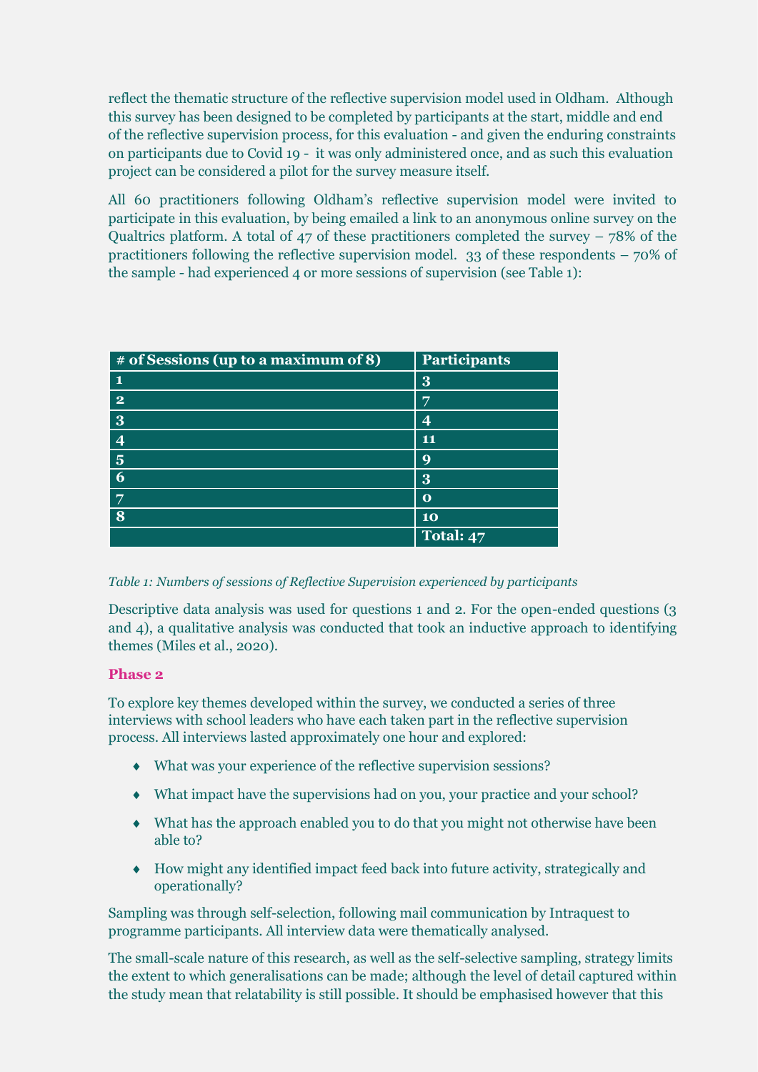reflect the thematic structure of the reflective supervision model used in Oldham. Although this survey has been designed to be completed by participants at the start, middle and end of the reflective supervision process, for this evaluation - and given the enduring constraints on participants due to Covid 19 - it was only administered once, and as such this evaluation project can be considered a pilot for the survey measure itself.

All 60 practitioners following Oldham's reflective supervision model were invited to participate in this evaluation, by being emailed a link to an anonymous online survey on the Qualtrics platform. A total of 47 of these practitioners completed the survey – 78% of the practitioners following the reflective supervision model. 33 of these respondents – 70% of the sample - had experienced 4 or more sessions of supervision (see Table 1):

| # of Sessions (up to a maximum of 8) | Participants |
|---|---|
| 1 | 3 |
| 2 | 7 |
| 3 | 4 |
| 4 | 11 |
| 5 | 9 |
| 6 | 3 |
| 7 | 0 |
| 8 | 10 |
| | Total: 47 |

*Table 1: Numbers of sessions of Reflective Supervision experienced by participants*

Descriptive data analysis was used for questions 1 and 2. For the open-ended questions (3 and 4), a qualitative analysis was conducted that took an inductive approach to identifying themes (Miles et al., 2020).

### Phase 2

To explore key themes developed within the survey, we conducted a series of three interviews with school leaders who have each taken part in the reflective supervision process. All interviews lasted approximately one hour and explored:

- What was your experience of the reflective supervision sessions?
- What impact have the supervisions had on you, your practice and your school?
- What has the approach enabled you to do that you might not otherwise have been able to?
- How might any identified impact feed back into future activity, strategically and operationally?

Sampling was through self-selection, following mail communication by Intraquest to programme participants. All interview data were thematically analysed.

The small-scale nature of this research, as well as the self-selective sampling, strategy limits the extent to which generalisations can be made; although the level of detail captured within the study mean that relatability is still possible. It should be emphasised however that this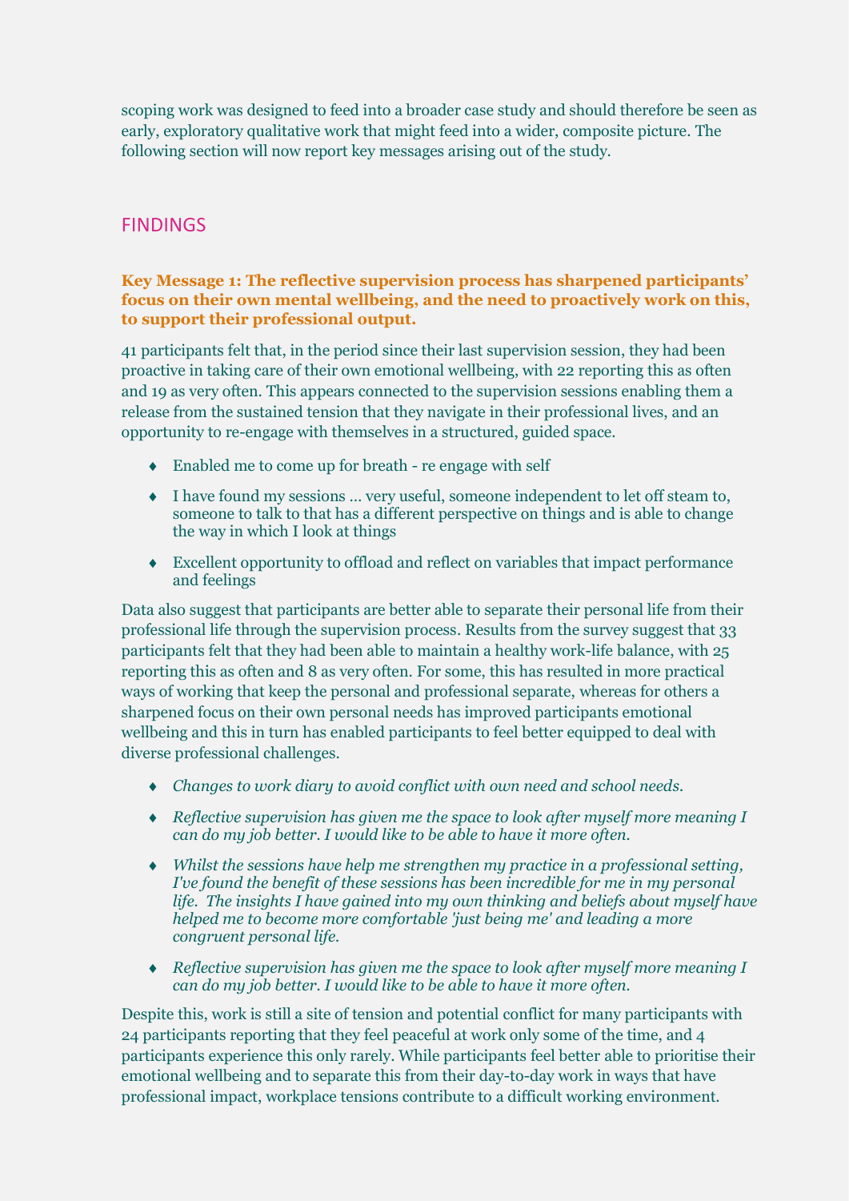scoping work was designed to feed into a broader case study and should therefore be seen as early, exploratory qualitative work that might feed into a wider, composite picture. The following section will now report key messages arising out of the study.

## FINDINGS

**Key Message 1: The reflective supervision process has sharpened participants' focus on their own mental wellbeing, and the need to proactively work on this, to support their professional output.**

41 participants felt that, in the period since their last supervision session, they had been proactive in taking care of their own emotional wellbeing, with 22 reporting this as often and 19 as very often. This appears connected to the supervision sessions enabling them a release from the sustained tension that they navigate in their professional lives, and an opportunity to re-engage with themselves in a structured, guided space.

- Enabled me to come up for breath - re engage with self
- I have found my sessions … very useful, someone independent to let off steam to, someone to talk to that has a different perspective on things and is able to change the way in which I look at things
- Excellent opportunity to offload and reflect on variables that impact performance and feelings

Data also suggest that participants are better able to separate their personal life from their professional life through the supervision process. Results from the survey suggest that 33 participants felt that they had been able to maintain a healthy work-life balance, with 25 reporting this as often and 8 as very often. For some, this has resulted in more practical ways of working that keep the personal and professional separate, whereas for others a sharpened focus on their own personal needs has improved participants emotional wellbeing and this in turn has enabled participants to feel better equipped to deal with diverse professional challenges.

- *Changes to work diary to avoid conflict with own need and school needs.*
- *Reflective supervision has given me the space to look after myself more meaning I can do my job better. I would like to be able to have it more often.*
- *Whilst the sessions have help me strengthen my practice in a professional setting, I've found the benefit of these sessions has been incredible for me in my personal life. The insights I have gained into my own thinking and beliefs about myself have helped me to become more comfortable 'just being me' and leading a more congruent personal life.*
- *Reflective supervision has given me the space to look after myself more meaning I can do my job better. I would like to be able to have it more often.*

Despite this, work is still a site of tension and potential conflict for many participants with 24 participants reporting that they feel peaceful at work only some of the time, and 4 participants experience this only rarely. While participants feel better able to prioritise their emotional wellbeing and to separate this from their day-to-day work in ways that have professional impact, workplace tensions contribute to a difficult working environment.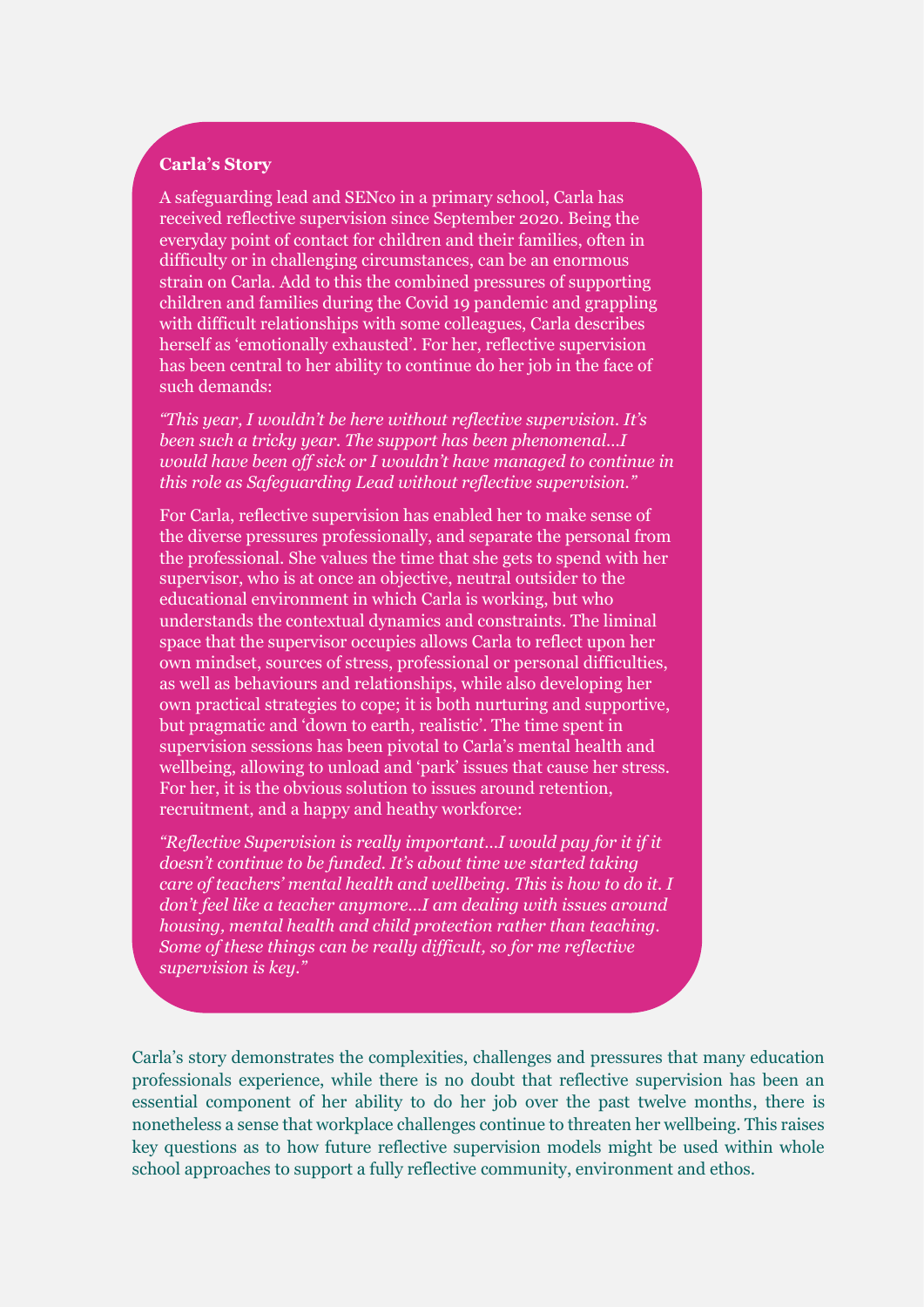**Carla's Story**

A safeguarding lead and SENco in a primary school, Carla has received reflective supervision since September 2020. Being the everyday point of contact for children and their families, often in difficulty or in challenging circumstances, can be an enormous strain on Carla. Add to this the combined pressures of supporting children and families during the Covid 19 pandemic and grappling with difficult relationships with some colleagues, Carla describes herself as 'emotionally exhausted'. For her, reflective supervision has been central to her ability to continue do her job in the face of such demands:

*"This year, I wouldn't be here without reflective supervision. It's been such a tricky year. The support has been phenomenal…I would have been off sick or I wouldn't have managed to continue in this role as Safeguarding Lead without reflective supervision."*

For Carla, reflective supervision has enabled her to make sense of the diverse pressures professionally, and separate the personal from the professional. She values the time that she gets to spend with her supervisor, who is at once an objective, neutral outsider to the educational environment in which Carla is working, but who understands the contextual dynamics and constraints. The liminal space that the supervisor occupies allows Carla to reflect upon her own mindset, sources of stress, professional or personal difficulties, as well as behaviours and relationships, while also developing her own practical strategies to cope; it is both nurturing and supportive, but pragmatic and 'down to earth, realistic'. The time spent in supervision sessions has been pivotal to Carla's mental health and wellbeing, allowing to unload and 'park' issues that cause her stress. For her, it is the obvious solution to issues around retention, recruitment, and a happy and heathy workforce:

*"Reflective Supervision is really important…I would pay for it if it doesn't continue to be funded. It's about time we started taking care of teachers' mental health and wellbeing. This is how to do it. I don't feel like a teacher anymore…I am dealing with issues around housing, mental health and child protection rather than teaching. Some of these things can be really difficult, so for me reflective supervision is key."*

Carla's story demonstrates the complexities, challenges and pressures that many education professionals experience, while there is no doubt that reflective supervision has been an essential component of her ability to do her job over the past twelve months, there is nonetheless a sense that workplace challenges continue to threaten her wellbeing. This raises key questions as to how future reflective supervision models might be used within whole school approaches to support a fully reflective community, environment and ethos.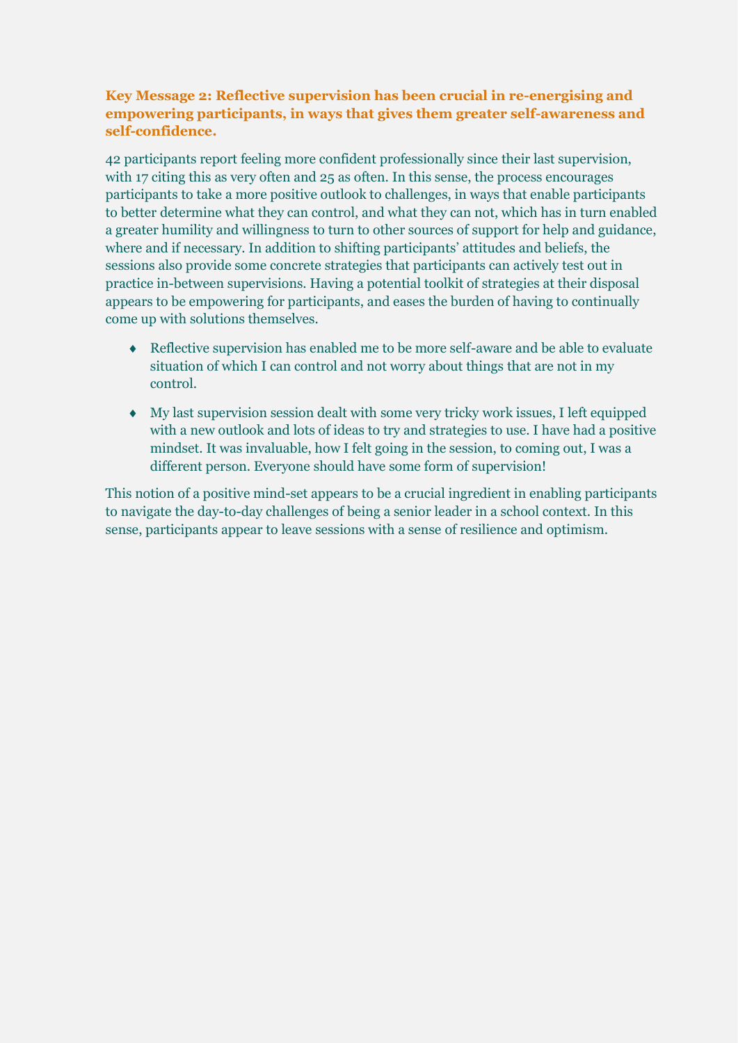**Key Message 2: Reflective supervision has been crucial in re-energising and empowering participants, in ways that gives them greater self-awareness and self-confidence.**

42 participants report feeling more confident professionally since their last supervision, with 17 citing this as very often and 25 as often. In this sense, the process encourages participants to take a more positive outlook to challenges, in ways that enable participants to better determine what they can control, and what they can not, which has in turn enabled a greater humility and willingness to turn to other sources of support for help and guidance, where and if necessary. In addition to shifting participants' attitudes and beliefs, the sessions also provide some concrete strategies that participants can actively test out in practice in-between supervisions. Having a potential toolkit of strategies at their disposal appears to be empowering for participants, and eases the burden of having to continually come up with solutions themselves.

- Reflective supervision has enabled me to be more self-aware and be able to evaluate situation of which I can control and not worry about things that are not in my control.
- My last supervision session dealt with some very tricky work issues, I left equipped with a new outlook and lots of ideas to try and strategies to use. I have had a positive mindset. It was invaluable, how I felt going in the session, to coming out, I was a different person. Everyone should have some form of supervision!

This notion of a positive mind-set appears to be a crucial ingredient in enabling participants to navigate the day-to-day challenges of being a senior leader in a school context. In this sense, participants appear to leave sessions with a sense of resilience and optimism.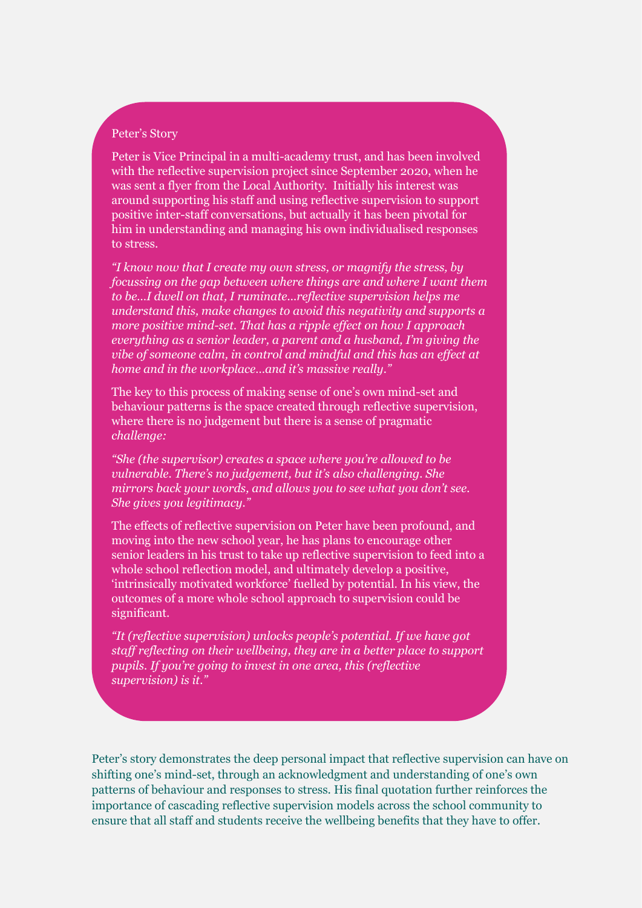### Peter's Story

Peter is Vice Principal in a multi-academy trust, and has been involved with the reflective supervision project since September 2020, when he was sent a flyer from the Local Authority. Initially his interest was around supporting his staff and using reflective supervision to support positive inter-staff conversations, but actually it has been pivotal for him in understanding and managing his own individualised responses to stress.

*"I know now that I create my own stress, or magnify the stress, by focussing on the gap between where things are and where I want them to be…I dwell on that, I ruminate…reflective supervision helps me understand this, make changes to avoid this negativity and supports a more positive mind-set. That has a ripple effect on how I approach everything as a senior leader, a parent and a husband, I'm giving the vibe of someone calm, in control and mindful and this has an effect at home and in the workplace…and it's massive really."*

The key to this process of making sense of one's own mind-set and behaviour patterns is the space created through reflective supervision, where there is no judgement but there is a sense of pragmatic *challenge:*

*"She (the supervisor) creates a space where you're allowed to be vulnerable. There's no judgement, but it's also challenging. She mirrors back your words, and allows you to see what you don't see. She gives you legitimacy."*

The effects of reflective supervision on Peter have been profound, and moving into the new school year, he has plans to encourage other senior leaders in his trust to take up reflective supervision to feed into a whole school reflection model, and ultimately develop a positive, 'intrinsically motivated workforce' fuelled by potential. In his view, the outcomes of a more whole school approach to supervision could be significant.

*"It (reflective supervision) unlocks people's potential. If we have got staff reflecting on their wellbeing, they are in a better place to support pupils. If you're going to invest in one area, this (reflective supervision) is it."*

Peter's story demonstrates the deep personal impact that reflective supervision can have on shifting one's mind-set, through an acknowledgment and understanding of one's own patterns of behaviour and responses to stress. His final quotation further reinforces the importance of cascading reflective supervision models across the school community to ensure that all staff and students receive the wellbeing benefits that they have to offer.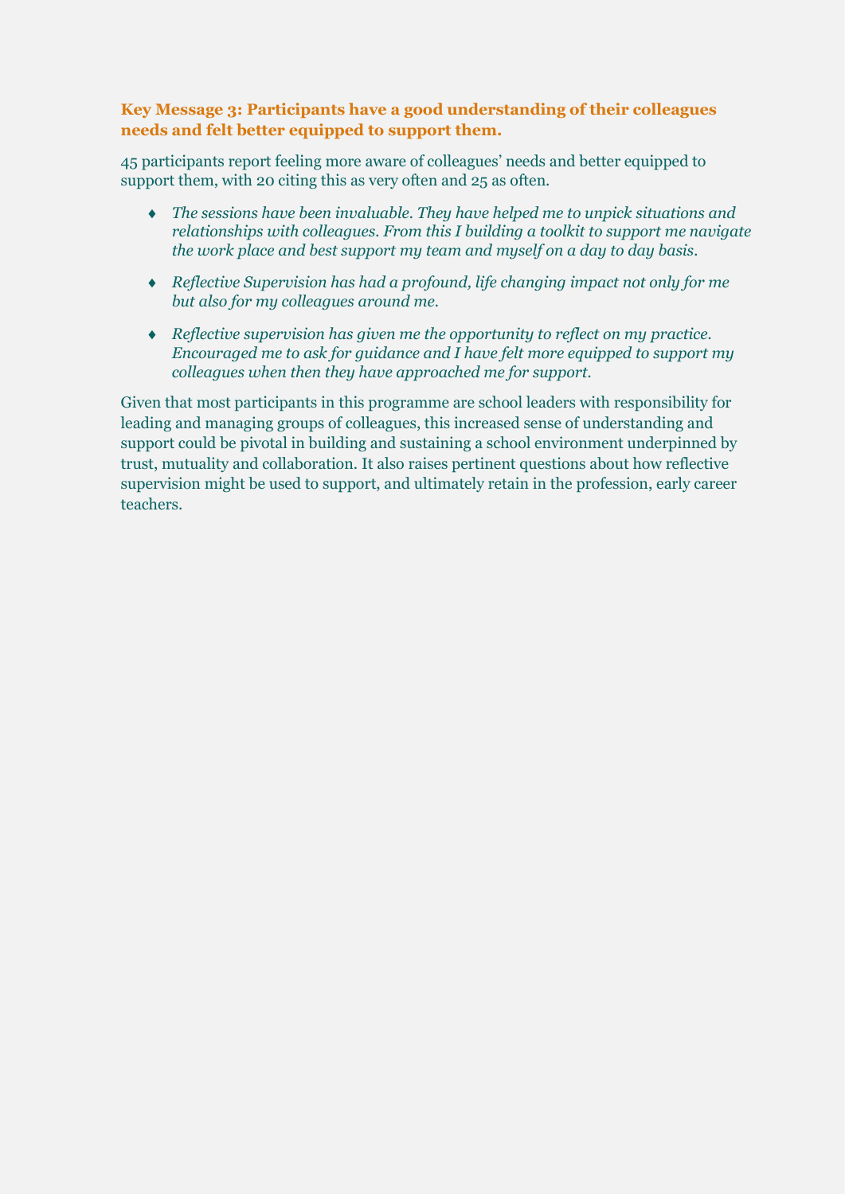### Key Message 3: Participants have a good understanding of their colleagues needs and felt better equipped to support them.

45 participants report feeling more aware of colleagues' needs and better equipped to support them, with 20 citing this as very often and 25 as often.

- *The sessions have been invaluable. They have helped me to unpick situations and relationships with colleagues. From this I building a toolkit to support me navigate the work place and best support my team and myself on a day to day basis.*
- *Reflective Supervision has had a profound, life changing impact not only for me but also for my colleagues around me.*
- *Reflective supervision has given me the opportunity to reflect on my practice. Encouraged me to ask for guidance and I have felt more equipped to support my colleagues when then they have approached me for support.*

Given that most participants in this programme are school leaders with responsibility for leading and managing groups of colleagues, this increased sense of understanding and support could be pivotal in building and sustaining a school environment underpinned by trust, mutuality and collaboration. It also raises pertinent questions about how reflective supervision might be used to support, and ultimately retain in the profession, early career teachers.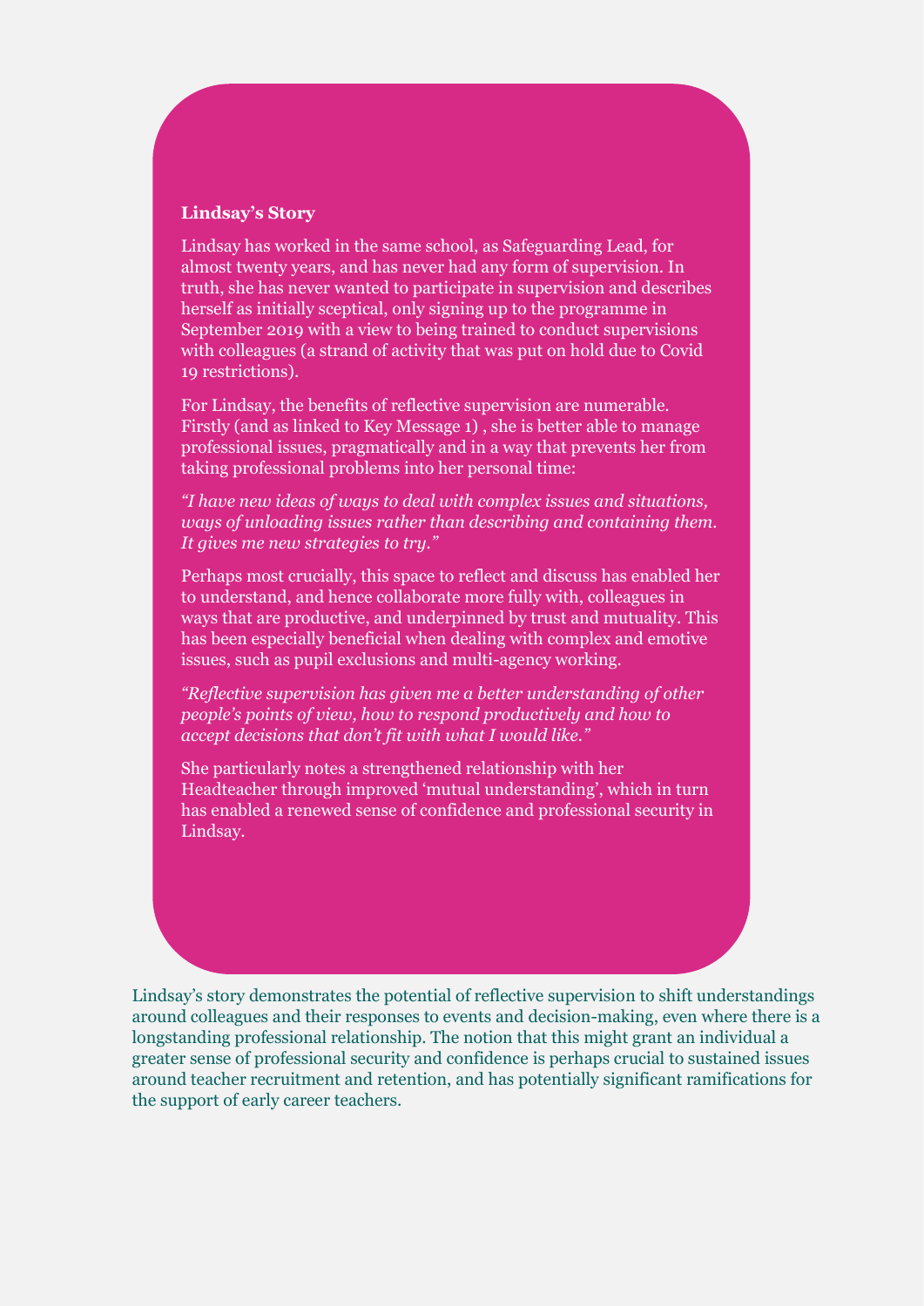**Lindsay's Story**

Lindsay has worked in the same school, as Safeguarding Lead, for almost twenty years, and has never had any form of supervision. In truth, she has never wanted to participate in supervision and describes herself as initially sceptical, only signing up to the programme in September 2019 with a view to being trained to conduct supervisions with colleagues (a strand of activity that was put on hold due to Covid 19 restrictions).

For Lindsay, the benefits of reflective supervision are numerable. Firstly (and as linked to Key Message 1) , she is better able to manage professional issues, pragmatically and in a way that prevents her from taking professional problems into her personal time:

*"I have new ideas of ways to deal with complex issues and situations, ways of unloading issues rather than describing and containing them. It gives me new strategies to try."*

Perhaps most crucially, this space to reflect and discuss has enabled her to understand, and hence collaborate more fully with, colleagues in ways that are productive, and underpinned by trust and mutuality. This has been especially beneficial when dealing with complex and emotive issues, such as pupil exclusions and multi-agency working.

*"Reflective supervision has given me a better understanding of other people's points of view, how to respond productively and how to accept decisions that don't fit with what I would like."*

She particularly notes a strengthened relationship with her Headteacher through improved 'mutual understanding', which in turn has enabled a renewed sense of confidence and professional security in Lindsay.

Lindsay's story demonstrates the potential of reflective supervision to shift understandings around colleagues and their responses to events and decision-making, even where there is a longstanding professional relationship. The notion that this might grant an individual a greater sense of professional security and confidence is perhaps crucial to sustained issues around teacher recruitment and retention, and has potentially significant ramifications for the support of early career teachers.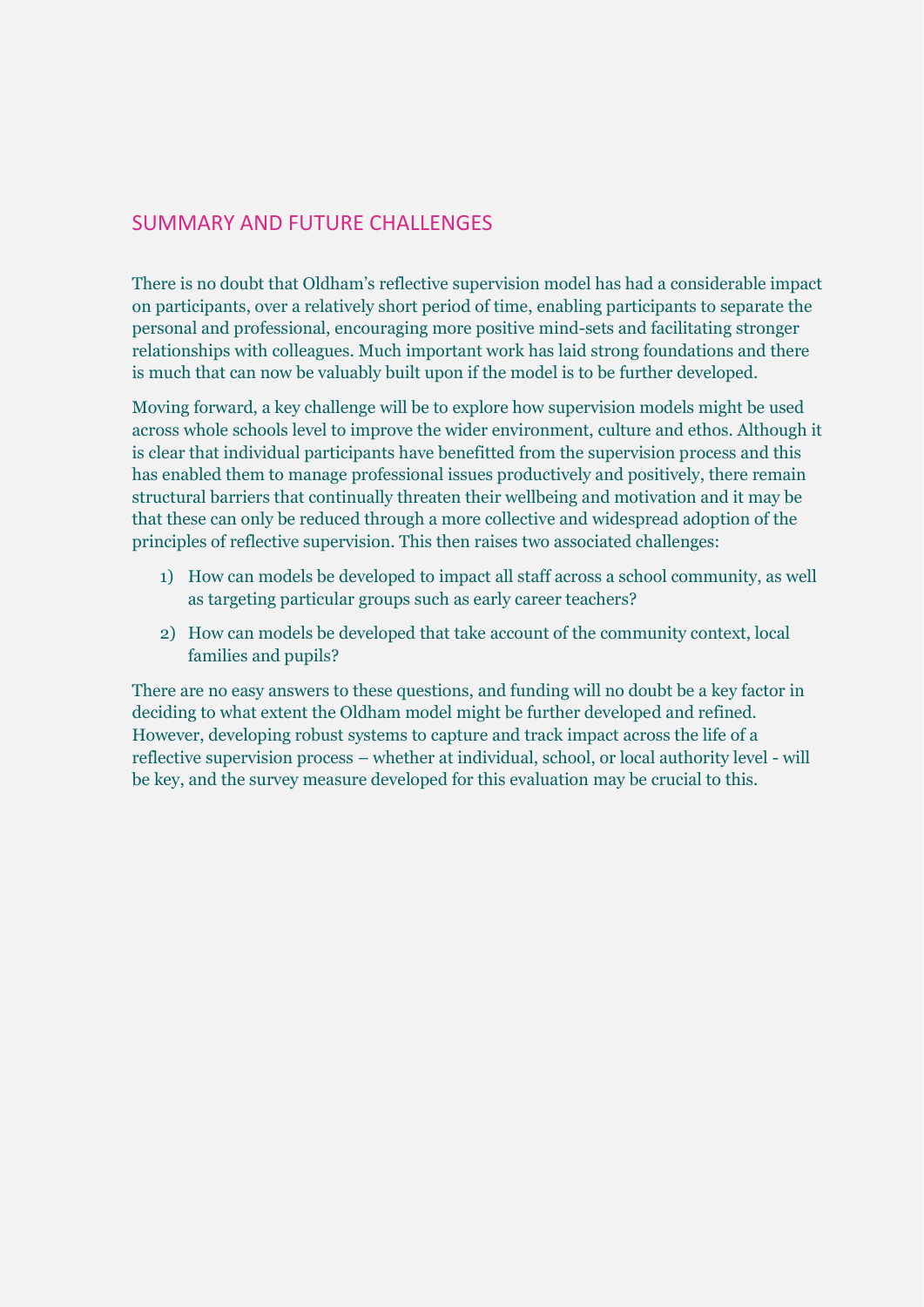## SUMMARY AND FUTURE CHALLENGES

There is no doubt that Oldham's reflective supervision model has had a considerable impact on participants, over a relatively short period of time, enabling participants to separate the personal and professional, encouraging more positive mind-sets and facilitating stronger relationships with colleagues. Much important work has laid strong foundations and there is much that can now be valuably built upon if the model is to be further developed.

Moving forward, a key challenge will be to explore how supervision models might be used across whole schools level to improve the wider environment, culture and ethos. Although it is clear that individual participants have benefitted from the supervision process and this has enabled them to manage professional issues productively and positively, there remain structural barriers that continually threaten their wellbeing and motivation and it may be that these can only be reduced through a more collective and widespread adoption of the principles of reflective supervision. This then raises two associated challenges:

1) How can models be developed to impact all staff across a school community, as well as targeting particular groups such as early career teachers?
2) How can models be developed that take account of the community context, local families and pupils?

There are no easy answers to these questions, and funding will no doubt be a key factor in deciding to what extent the Oldham model might be further developed and refined. However, developing robust systems to capture and track impact across the life of a reflective supervision process – whether at individual, school, or local authority level - will be key, and the survey measure developed for this evaluation may be crucial to this.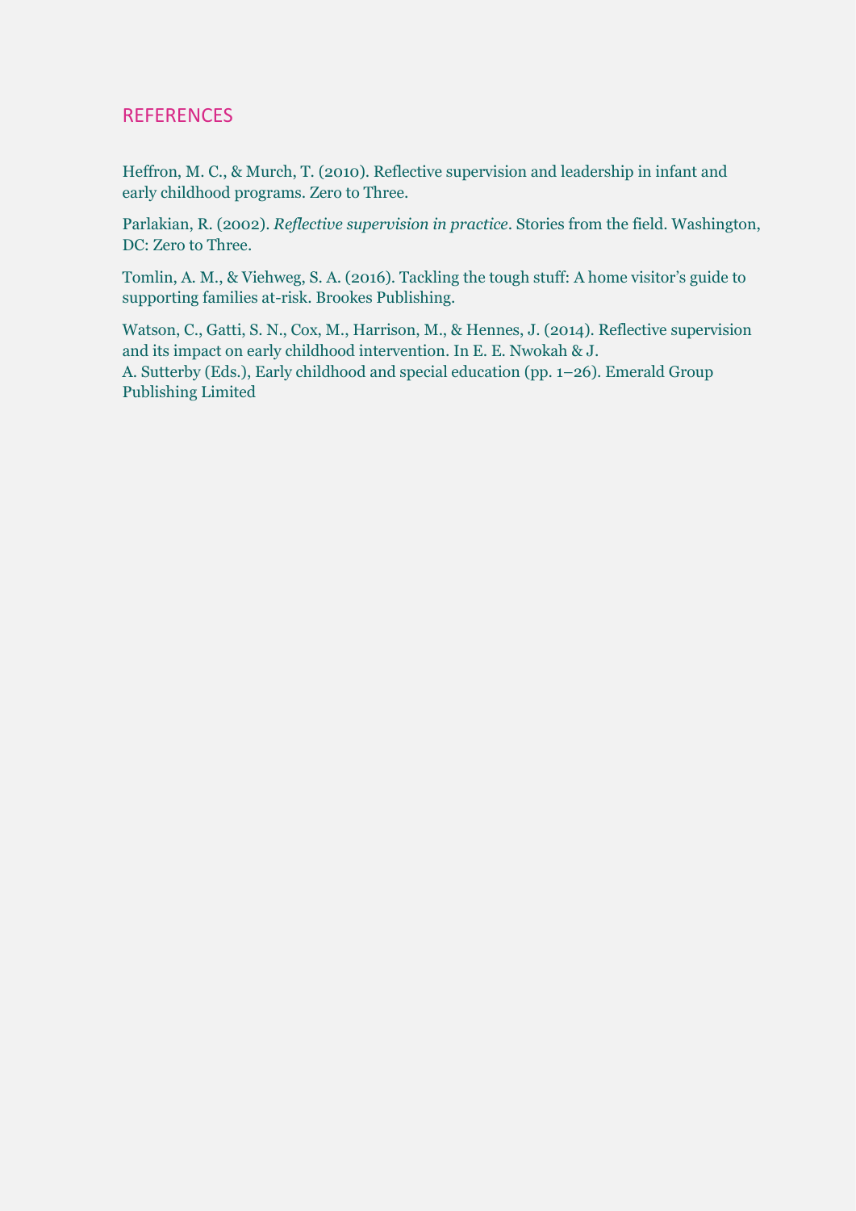## REFERENCES

Heffron, M. C., & Murch, T. (2010). Reflective supervision and leadership in infant and early childhood programs. Zero to Three.

Parlakian, R. (2002). *Reflective supervision in practice*. Stories from the field. Washington, DC: Zero to Three.

Tomlin, A. M., & Viehweg, S. A. (2016). Tackling the tough stuff: A home visitor's guide to supporting families at-risk. Brookes Publishing.

Watson, C., Gatti, S. N., Cox, M., Harrison, M., & Hennes, J. (2014). Reflective supervision and its impact on early childhood intervention. In E. E. Nwokah & J. A. Sutterby (Eds.), Early childhood and special education (pp. 1–26). Emerald Group Publishing Limited